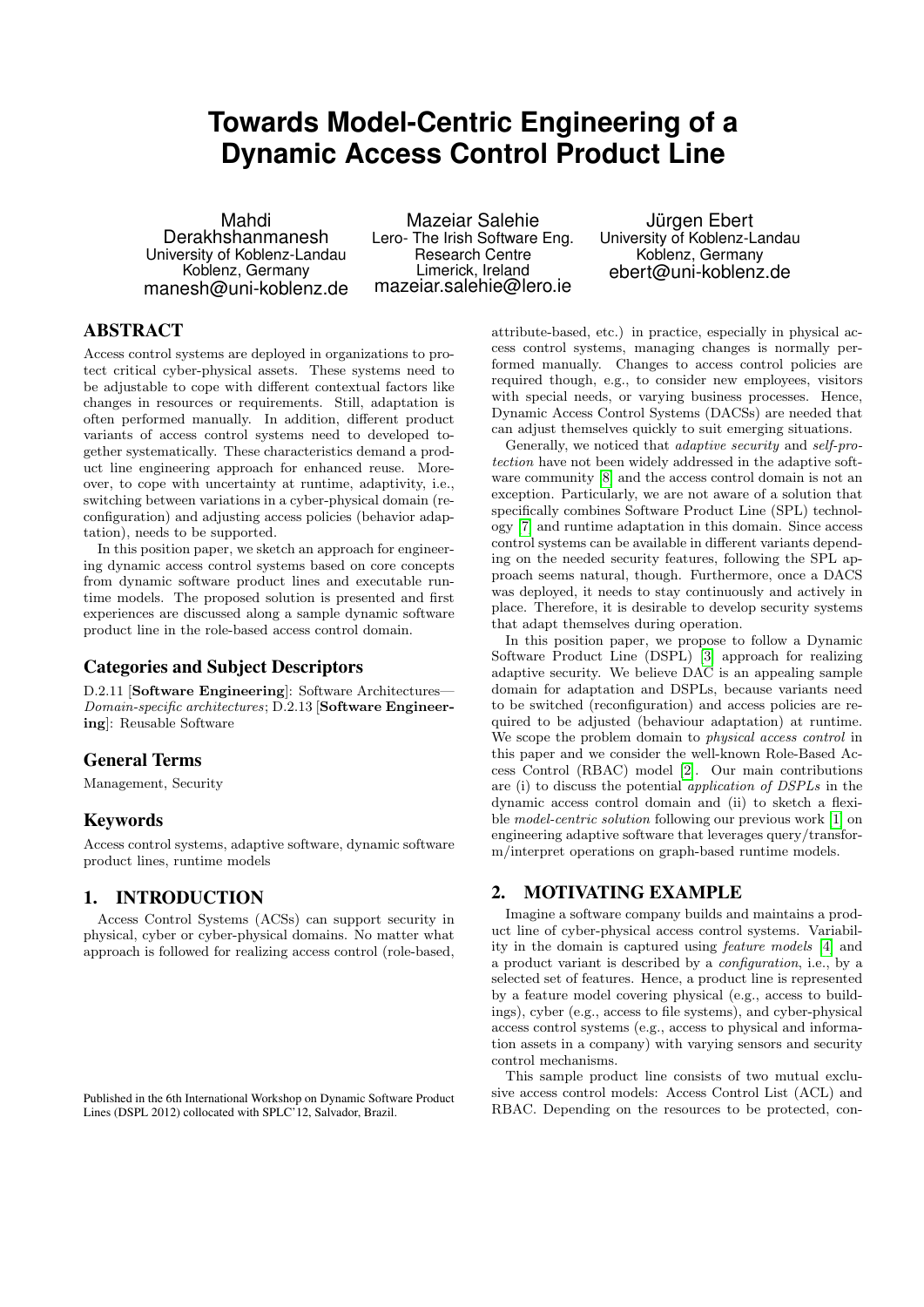# Towards Model-Centric Engineering of a Dynamic Access Control Product Line

Mahdi Derakhshanmanesh
University of Koblenz-Landau
Koblenz, Germany
manesh@uni-koblenz.de

Mazeiar Salehie
Lero- The Irish Software Eng. Research Centre
Limerick, Ireland
mazeiar.salehie@lero.ie

Jürgen Ebert
University of Koblenz-Landau
Koblenz, Germany
ebert@uni-koblenz.de

## ABSTRACT

Access control systems are deployed in organizations to protect critical cyber-physical assets. These systems need to be adjustable to cope with different contextual factors like changes in resources or requirements. Still, adaptation is often performed manually. In addition, different product variants of access control systems need to developed together systematically. These characteristics demand a product line engineering approach for enhanced reuse. Moreover, to cope with uncertainty at runtime, adaptivity, i.e., switching between variations in a cyber-physical domain (reconfiguration) and adjusting access policies (behavior adaptation), needs to be supported.

In this position paper, we sketch an approach for engineering dynamic access control systems based on core concepts from dynamic software product lines and executable runtime models. The proposed solution is presented and first experiences are discussed along a sample dynamic software product line in the role-based access control domain.

### Categories and Subject Descriptors

D.2.11 [**Software Engineering**]: Software Architectures—*Domain-specific architectures*; D.2.13 [**Software Engineering**]: Reusable Software

### General Terms

Management, Security

### Keywords

Access control systems, adaptive software, dynamic software product lines, runtime models

## 1. INTRODUCTION

Access Control Systems (ACSs) can support security in physical, cyber or cyber-physical domains. No matter what approach is followed for realizing access control (role-based, attribute-based, etc.) in practice, especially in physical access control systems, managing changes is normally performed manually. Changes to access control policies are required though, e.g., to consider new employees, visitors with special needs, or varying business processes. Hence, Dynamic Access Control Systems (DACSs) are needed that can adjust themselves quickly to suit emerging situations.

Generally, we noticed that *adaptive security* and *self-protection* have not been widely addressed in the adaptive software community [8] and the access control domain is not an exception. Particularly, we are not aware of a solution that specifically combines Software Product Line (SPL) technology [7] and runtime adaptation in this domain. Since access control systems can be available in different variants depending on the needed security features, following the SPL approach seems natural, though. Furthermore, once a DACS was deployed, it needs to stay continuously and actively in place. Therefore, it is desirable to develop security systems that adapt themselves during operation.

In this position paper, we propose to follow a Dynamic Software Product Line (DSPL) [3] approach for realizing adaptive security. We believe DAC is an appealing sample domain for adaptation and DSPLs, because variants need to be switched (reconfiguration) and access policies are required to be adjusted (behaviour adaptation) at runtime. We scope the problem domain to *physical access control* in this paper and we consider the well-known Role-Based Access Control (RBAC) model [2]. Our main contributions are (i) to discuss the potential *application of DSPLs* in the dynamic access control domain and (ii) to sketch a flexible *model-centric solution* following our previous work [1] on engineering adaptive software that leverages query/transform/interpret operations on graph-based runtime models.

## 2. MOTIVATING EXAMPLE

Imagine a software company builds and maintains a product line of cyber-physical access control systems. Variability in the domain is captured using *feature models* [4] and a product variant is described by a *configuration*, i.e., by a selected set of features. Hence, a product line is represented by a feature model covering physical (e.g., access to buildings), cyber (e.g., access to file systems), and cyber-physical access control systems (e.g., access to physical and information assets in a company) with varying sensors and security control mechanisms.

This sample product line consists of two mutual exclusive access control models: Access Control List (ACL) and RBAC. Depending on the resources to be protected, con-

Published in the 6th International Workshop on Dynamic Software Product Lines (DSPL 2012) collocated with SPLC'12, Salvador, Brazil.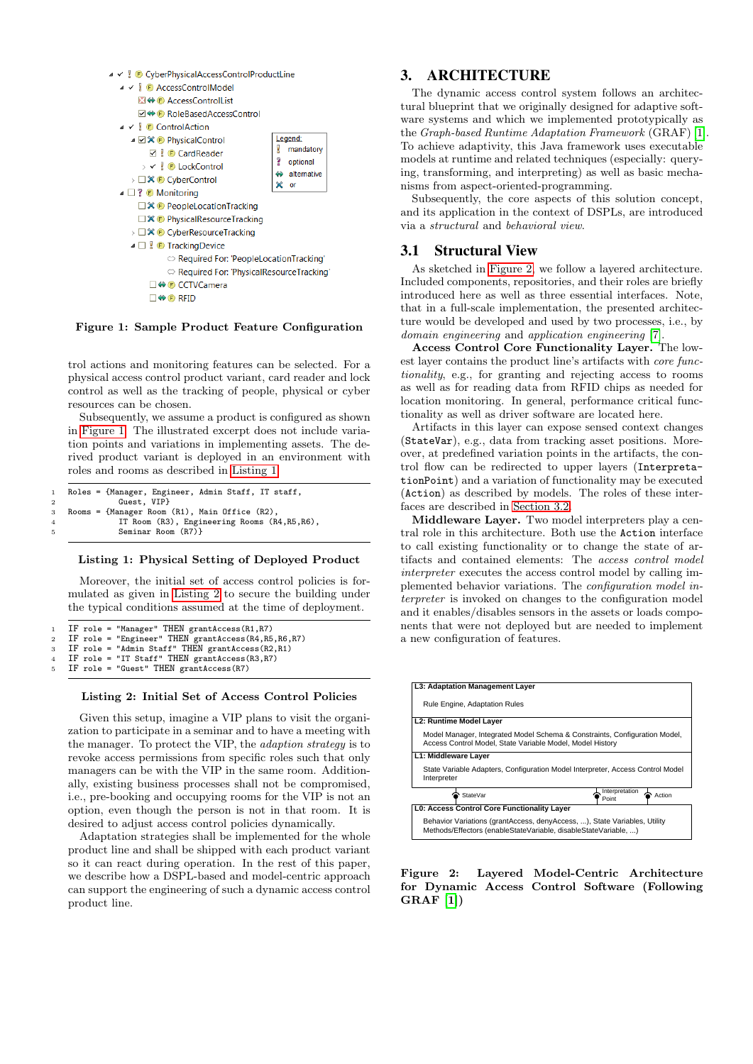Figure 1: Sample Product Feature Configuration

trol actions and monitoring features can be selected. For a physical access control product variant, card reader and lock control as well as the tracking of people, physical or cyber resources can be chosen.

Subsequently, we assume a product is configured as shown in Figure 1. The illustrated excerpt does not include variation points and variations in implementing assets. The derived product variant is deployed in an environment with roles and rooms as described in Listing 1.

```
Roles = {Manager, Engineer, Admin Staff, IT staff,
         Guest, VIP}
Rooms = {Manager Room (R1), Main Office (R2),
         IT Room (R3), Engineering Rooms (R4,R5,R6),
         Seminar Room (R7)}
```

Listing 1: Physical Setting of Deployed Product

Moreover, the initial set of access control policies is formulated as given in Listing 2 to secure the building under the typical conditions assumed at the time of deployment.

```
IF role = "Manager" THEN grantAccess(R1,R7)
IF role = "Engineer" THEN grantAccess(R4,R5,R6,R7)
IF role = "Admin Staff" THEN grantAccess(R2,R1)
IF role = "IT Staff" THEN grantAccess(R3,R7)
IF role = "Guest" THEN grantAccess(R7)
```

Listing 2: Initial Set of Access Control Policies

Given this setup, imagine a VIP plans to visit the organization to participate in a seminar and to have a meeting with the manager. To protect the VIP, the *adaption strategy* is to revoke access permissions from specific roles such that only managers can be with the VIP in the same room. Additionally, existing business processes shall not be compromised, i.e., pre-booking and occupying rooms for the VIP is not an option, even though the person is not in that room. It is desired to adjust access control policies dynamically.

Adaptation strategies shall be implemented for the whole product line and shall be shipped with each product variant so it can react during operation. In the rest of this paper, we describe how a DSPL-based and model-centric approach can support the engineering of such a dynamic access control product line.

# 3. ARCHITECTURE

The dynamic access control system follows an architectural blueprint that we originally designed for adaptive software systems and which we implemented prototypically as the *Graph-based Runtime Adaptation Framework* (GRAF) [1]. To achieve adaptivity, this Java framework uses executable models at runtime and related techniques (especially: querying, transforming, and interpreting) as well as basic mechanisms from aspect-oriented-programming.

Subsequently, the core aspects of this solution concept, and its application in the context of DSPLs, are introduced via a *structural* and *behavioral view*.

## 3.1 Structural View

As sketched in Figure 2, we follow a layered architecture. Included components, repositories, and their roles are briefly introduced here as well as three essential interfaces. Note, that in a full-scale implementation, the presented architecture would be developed and used by two processes, i.e., by *domain engineering* and *application engineering* [7].

**Access Control Core Functionality Layer.** The lowest layer contains the product line's artifacts with *core functionality*, e.g., for granting and rejecting access to rooms as well as for reading data from RFID chips as needed for location monitoring. In general, performance critical functionality as well as driver software are located here.

Artifacts in this layer can expose sensed context changes (`StateVar`), e.g., data from tracking asset positions. Moreover, at predefined variation points in the artifacts, the control flow can be redirected to upper layers (`InterpretationPoint`) and a variation of functionality may be executed (`Action`) as described by models. The roles of these interfaces are described in Section 3.2.

**Middleware Layer.** Two model interpreters play a central role in this architecture. Both use the `Action` interface to call existing functionality or to change the state of artifacts and contained elements: The *access control model interpreter* executes the access control model by calling implemented behavior variations. The *configuration model interpreter* is invoked on changes to the configuration model and it enables/disables sensors in the assets or loads components that were not deployed but are needed to implement a new configuration of features.

Figure 2: Layered Model-Centric Architecture for Dynamic Access Control Software (Following GRAF [1])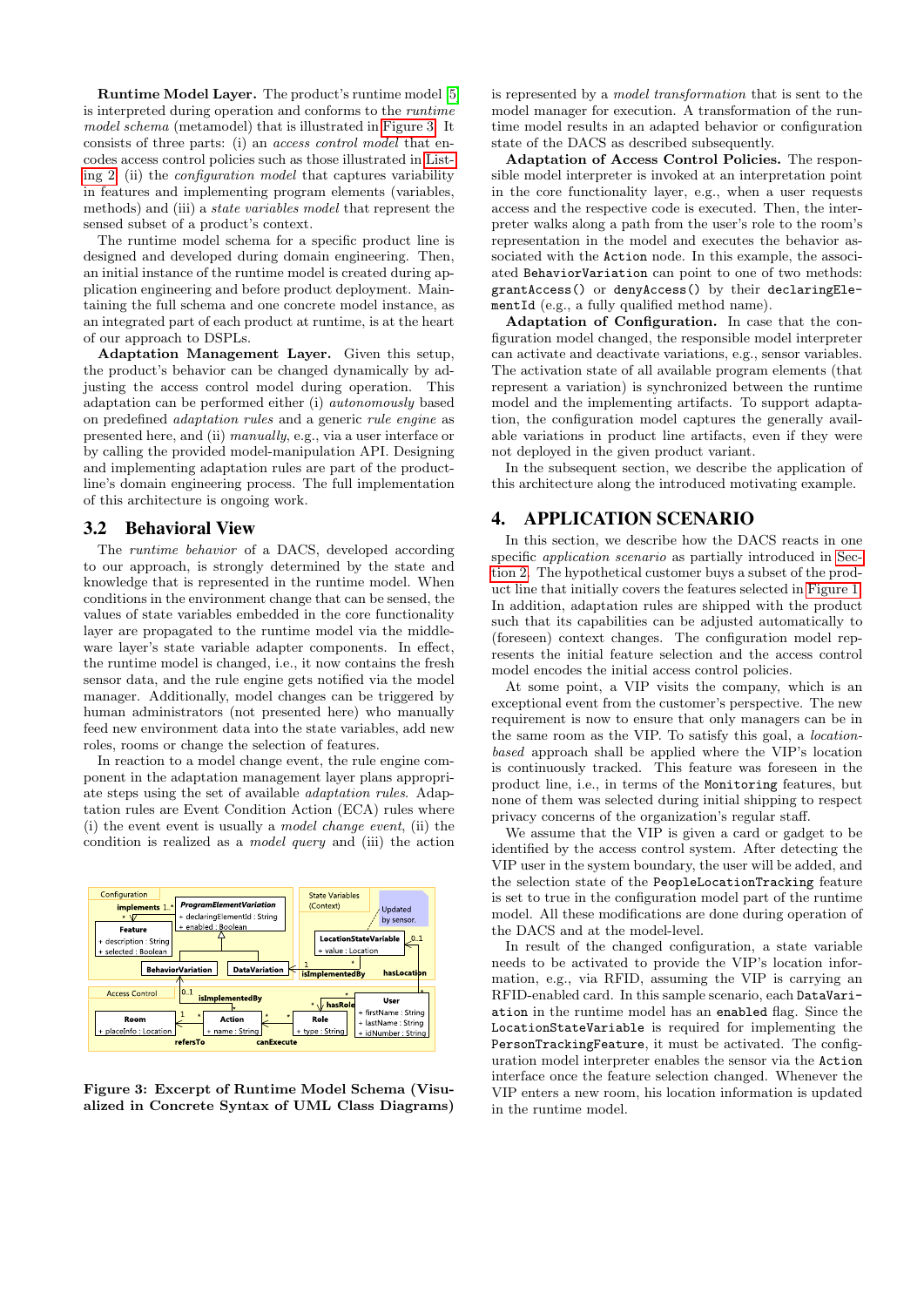**Runtime Model Layer.** The product's runtime model [5] is interpreted during operation and conforms to the *runtime model schema* (metamodel) that is illustrated in Figure 3. It consists of three parts: (i) an *access control model* that encodes access control policies such as those illustrated in Listing 2, (ii) the *configuration model* that captures variability in features and implementing program elements (variables, methods) and (iii) a *state variables model* that represent the sensed subset of a product's context.

The runtime model schema for a specific product line is designed and developed during domain engineering. Then, an initial instance of the runtime model is created during application engineering and before product deployment. Maintaining the full schema and one concrete model instance, as an integrated part of each product at runtime, is at the heart of our approach to DSPLs.

**Adaptation Management Layer.** Given this setup, the product's behavior can be changed dynamically by adjusting the access control model during operation. This adaptation can be performed either (i) *autonomously* based on predefined *adaptation rules* and a generic *rule engine* as presented here, and (ii) *manually*, e.g., via a user interface or by calling the provided model-manipulation API. Designing and implementing adaptation rules are part of the product-line's domain engineering process. The full implementation of this architecture is ongoing work.

## 3.2 Behavioral View

The *runtime behavior* of a DACS, developed according to our approach, is strongly determined by the state and knowledge that is represented in the runtime model. When conditions in the environment change that can be sensed, the values of state variables embedded in the core functionality layer are propagated to the runtime model via the middleware layer's state variable adapter components. In effect, the runtime model is changed, i.e., it now contains the fresh sensor data, and the rule engine gets notified via the model manager. Additionally, model changes can be triggered by human administrators (not presented here) who manually feed new environment data into the state variables, add new roles, rooms or change the selection of features.

In reaction to a model change event, the rule engine component in the adaptation management layer plans appropriate steps using the set of available *adaptation rules*. Adaptation rules are Event Condition Action (ECA) rules where (i) the event event is usually a *model change event*, (ii) the condition is realized as a *model query* and (iii) the action is represented by a *model transformation* that is sent to the model manager for execution. A transformation of the runtime model results in an adapted behavior or configuration state of the DACS as described subsequently.

**Figure 3: Excerpt of Runtime Model Schema (Visualized in Concrete Syntax of UML Class Diagrams)**

**Adaptation of Access Control Policies.** The responsible model interpreter is invoked at an interpretation point in the core functionality layer, e.g., when a user requests access and the respective code is executed. Then, the interpreter walks along a path from the user's role to the room's representation in the model and executes the behavior associated with the `Action` node. In this example, the associated `BehaviorVariation` can point to one of two methods: `grantAccess()` or `denyAccess()` by their `declaringElementId` (e.g., a fully qualified method name).

**Adaptation of Configuration.** In case that the configuration model changed, the responsible model interpreter can activate and deactivate variations, e.g., sensor variables. The activation state of all available program elements (that represent a variation) is synchronized between the runtime model and the implementing artifacts. To support adaptation, the configuration model captures the generally available variations in product line artifacts, even if they were not deployed in the given product variant.

In the subsequent section, we describe the application of this architecture along the introduced motivating example.

# 4. APPLICATION SCENARIO

In this section, we describe how the DACS reacts in one specific *application scenario* as partially introduced in Section 2. The hypothetical customer buys a subset of the product line that initially covers the features selected in Figure 1. In addition, adaptation rules are shipped with the product such that its capabilities can be adjusted automatically to (foreseen) context changes. The configuration model represents the initial feature selection and the access control model encodes the initial access control policies.

At some point, a VIP visits the company, which is an exceptional event from the customer's perspective. The new requirement is now to ensure that only managers can be in the same room as the VIP. To satisfy this goal, a *location-based* approach shall be applied where the VIP's location is continuously tracked. This feature was foreseen in the product line, i.e., in terms of the `Monitoring` features, but none of them was selected during initial shipping to respect privacy concerns of the organization's regular staff.

We assume that the VIP is given a card or gadget to be identified by the access control system. After detecting the VIP user in the system boundary, the user will be added, and the selection state of the `PeopleLocationTracking` feature is set to true in the configuration model part of the runtime model. All these modifications are done during operation of the DACS and at the model-level.

In result of the changed configuration, a state variable needs to be activated to provide the VIP's location information, e.g., via RFID, assuming the VIP is carrying an RFID-enabled card. In this sample scenario, each `DataVariation` in the runtime model has an `enabled` flag. Since the `LocationStateVariable` is required for implementing the `PersonTrackingFeature`, it must be activated. The configuration model interpreter enables the sensor via the `Action` interface once the feature selection changed. Whenever the VIP enters a new room, his location information is updated in the runtime model.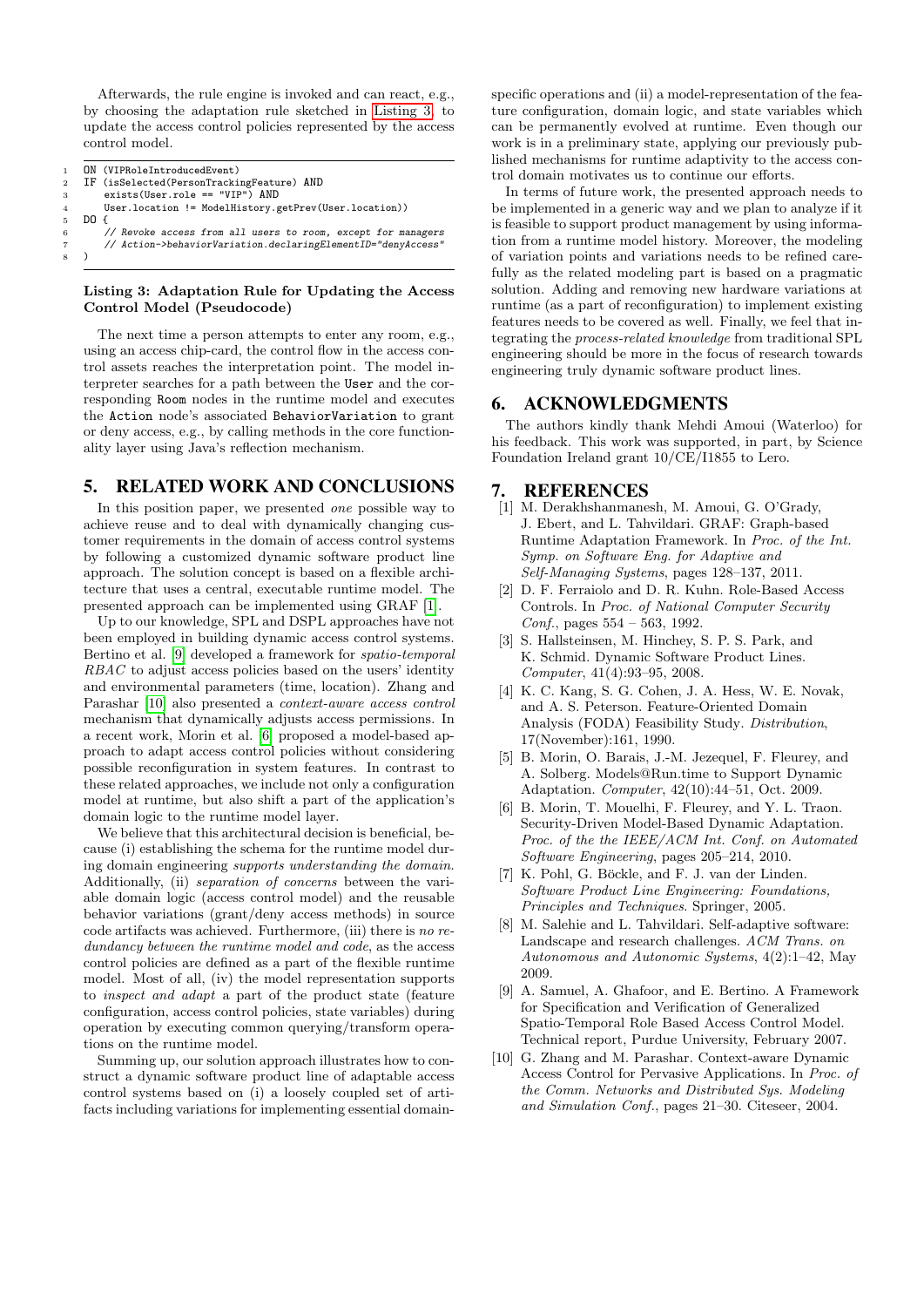Afterwards, the rule engine is invoked and can react, e.g., by choosing the adaptation rule sketched in Listing 3, to update the access control policies represented by the access control model.

```
1  ON (VIPRoleIntroducedEvent)
2  IF (isSelected(PersonTrackingFeature) AND
3      exists(User.role == "VIP") AND
4      User.location != ModelHistory.getPrev(User.location))
5  DO {
6      // Revoke access from all users to room, except for managers
7      // Action->behaviorVariation.declaringElementID="denyAccess"
8  )
```

**Listing 3: Adaptation Rule for Updating the Access Control Model (Pseudocode)**

The next time a person attempts to enter any room, e.g., using an access chip-card, the control flow in the access control assets reaches the interpretation point. The model interpreter searches for a path between the `User` and the corresponding `Room` nodes in the runtime model and executes the `Action` node's associated `BehaviorVariation` to grant or deny access, e.g., by calling methods in the core functionality layer using Java's reflection mechanism.

## 5. RELATED WORK AND CONCLUSIONS

In this position paper, we presented *one* possible way to achieve reuse and to deal with dynamically changing customer requirements in the domain of access control systems by following a customized dynamic software product line approach. The solution concept is based on a flexible architecture that uses a central, executable runtime model. The presented approach can be implemented using GRAF [1].

Up to our knowledge, SPL and DSPL approaches have not been employed in building dynamic access control systems. Bertino et al. [9] developed a framework for *spatio-temporal RBAC* to adjust access policies based on the users' identity and environmental parameters (time, location). Zhang and Parashar [10] also presented a *context-aware access control* mechanism that dynamically adjusts access permissions. In a recent work, Morin et al. [6] proposed a model-based approach to adapt access control policies without considering possible reconfiguration in system features. In contrast to these related approaches, we include not only a configuration model at runtime, but also shift a part of the application's domain logic to the runtime model layer.

We believe that this architectural decision is beneficial, because (i) establishing the schema for the runtime model during domain engineering *supports understanding the domain*. Additionally, (ii) *separation of concerns* between the variable domain logic (access control model) and the reusable behavior variations (grant/deny access methods) in source code artifacts was achieved. Furthermore, (iii) there is *no redundancy between the runtime model and code*, as the access control policies are defined as a part of the flexible runtime model. Most of all, (iv) the model representation supports to *inspect and adapt* a part of the product state (feature configuration, access control policies, state variables) during operation by executing common querying/transform operations on the runtime model.

Summing up, our solution approach illustrates how to construct a dynamic software product line of adaptable access control systems based on (i) a loosely coupled set of artifacts including variations for implementing essential domain-specific operations and (ii) a model-representation of the feature configuration, domain logic, and state variables which can be permanently evolved at runtime. Even though our work is in a preliminary state, applying our previously published mechanisms for runtime adaptivity to the access control domain motivates us to continue our efforts.

In terms of future work, the presented approach needs to be implemented in a generic way and we plan to analyze if it is feasible to support product management by using information from a runtime model history. Moreover, the modeling of variation points and variations needs to be refined carefully as the related modeling part is based on a pragmatic solution. Adding and removing new hardware variations at runtime (as a part of reconfiguration) to implement existing features needs to be covered as well. Finally, we feel that integrating the *process-related knowledge* from traditional SPL engineering should be more in the focus of research towards engineering truly dynamic software product lines.

## 6. ACKNOWLEDGMENTS

The authors kindly thank Mehdi Amoui (Waterloo) for his feedback. This work was supported, in part, by Science Foundation Ireland grant 10/CE/I1855 to Lero.

## 7. REFERENCES

[1] M. Derakhshanmanesh, M. Amoui, G. O'Grady, J. Ebert, and L. Tahvildari. GRAF: Graph-based Runtime Adaptation Framework. In *Proc. of the Int. Symp. on Software Eng. for Adaptive and Self-Managing Systems*, pages 128–137, 2011.

[2] D. F. Ferraiolo and D. R. Kuhn. Role-Based Access Controls. In *Proc. of National Computer Security Conf.*, pages 554 – 563, 1992.

[3] S. Hallsteinsen, M. Hinchey, S. P. S. Park, and K. Schmid. Dynamic Software Product Lines. *Computer*, 41(4):93–95, 2008.

[4] K. C. Kang, S. G. Cohen, J. A. Hess, W. E. Novak, and A. S. Peterson. Feature-Oriented Domain Analysis (FODA) Feasibility Study. *Distribution*, 17(November):161, 1990.

[5] B. Morin, O. Barais, J.-M. Jezequel, F. Fleurey, and A. Solberg. Models@Run.time to Support Dynamic Adaptation. *Computer*, 42(10):44–51, Oct. 2009.

[6] B. Morin, T. Mouelhi, F. Fleurey, and Y. L. Traon. Security-Driven Model-Based Dynamic Adaptation. *Proc. of the the IEEE/ACM Int. Conf. on Automated Software Engineering*, pages 205–214, 2010.

[7] K. Pohl, G. Böckle, and F. J. van der Linden. *Software Product Line Engineering: Foundations, Principles and Techniques*. Springer, 2005.

[8] M. Salehie and L. Tahvildari. Self-adaptive software: Landscape and research challenges. *ACM Trans. on Autonomous and Autonomic Systems*, 4(2):1–42, May 2009.

[9] A. Samuel, A. Ghafoor, and E. Bertino. A Framework for Specification and Verification of Generalized Spatio-Temporal Role Based Access Control Model. Technical report, Purdue University, February 2007.

[10] G. Zhang and M. Parashar. Context-aware Dynamic Access Control for Pervasive Applications. In *Proc. of the Comm. Networks and Distributed Sys. Modeling and Simulation Conf.*, pages 21–30. Citeseer, 2004.